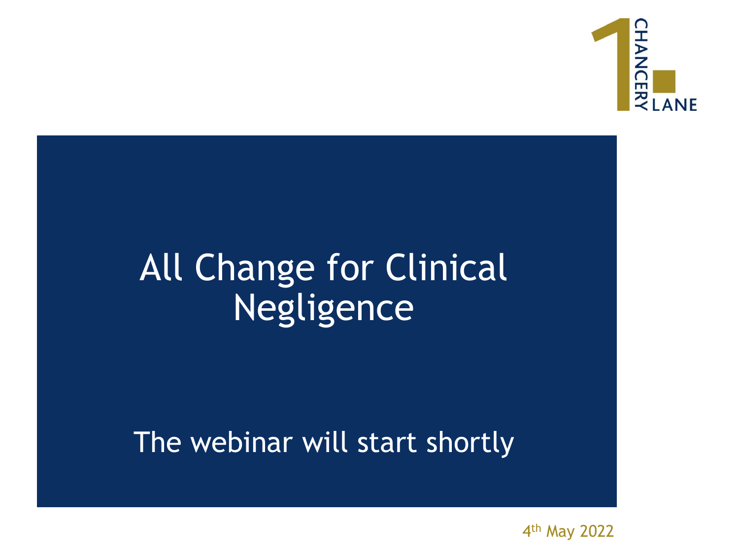1 CHANCERY LANE

# All Change for Clinical Negligence

The webinar will start shortly

4th May 2022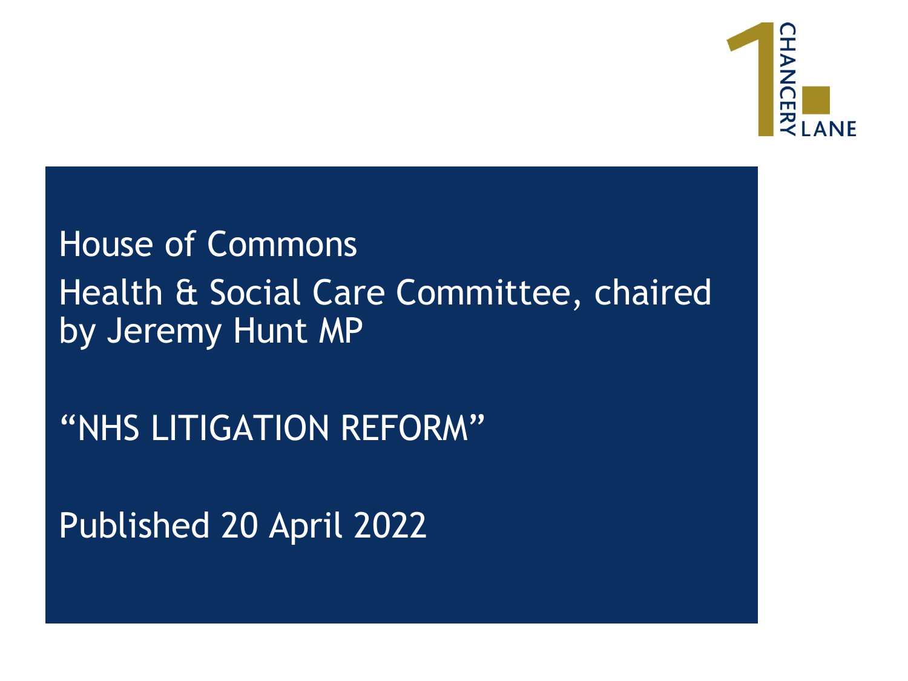House of Commons

Health & Social Care Committee, chaired by Jeremy Hunt MP

“NHS LITIGATION REFORM”

Published 20 April 2022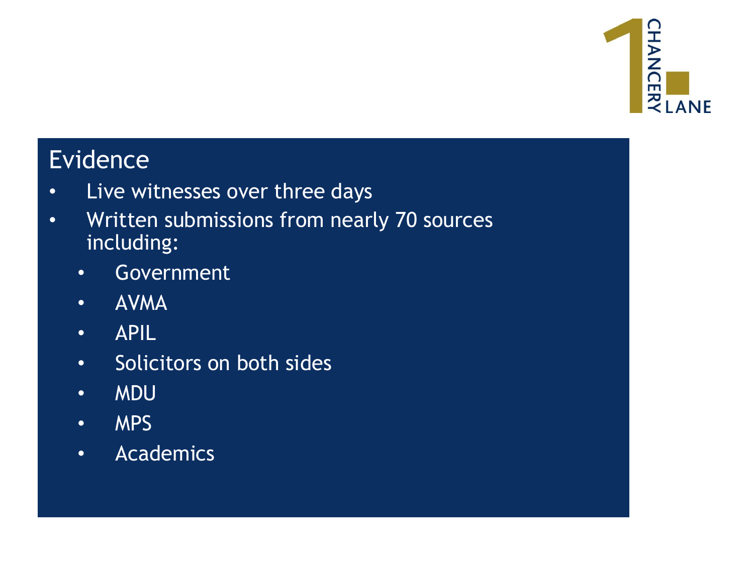## Evidence

- Live witnesses over three days
- Written submissions from nearly 70 sources including:
  - Government
  - AVMA
  - APIL
  - Solicitors on both sides
  - MDU
  - MPS
  - Academics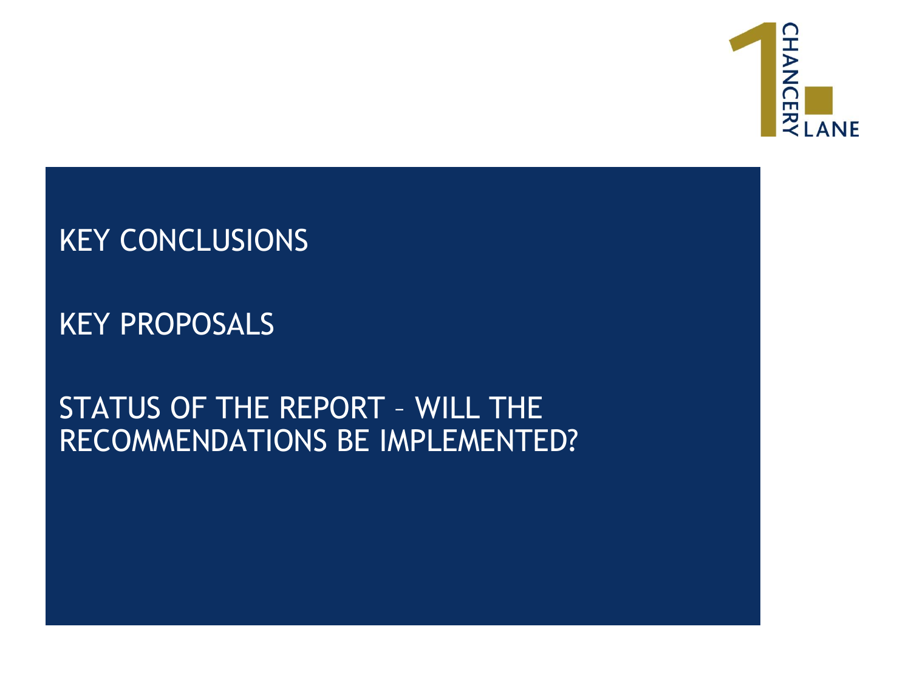KEY CONCLUSIONS

KEY PROPOSALS

STATUS OF THE REPORT – WILL THE RECOMMENDATIONS BE IMPLEMENTED?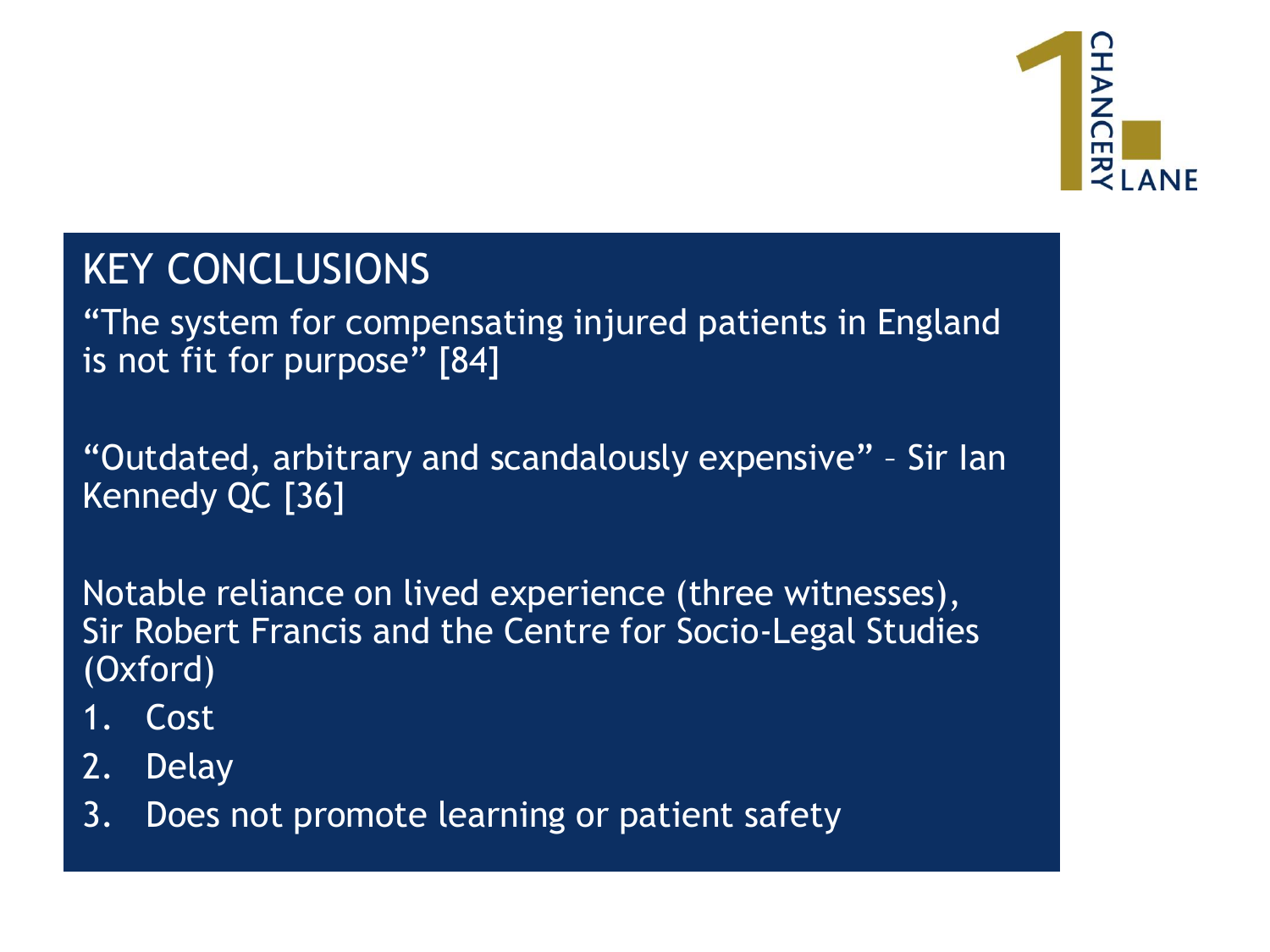## KEY CONCLUSIONS

"The system for compensating injured patients in England is not fit for purpose" [84]

"Outdated, arbitrary and scandalously expensive" – Sir Ian Kennedy QC [36]

Notable reliance on lived experience (three witnesses), Sir Robert Francis and the Centre for Socio-Legal Studies (Oxford)

1. Cost
2. Delay
3. Does not promote learning or patient safety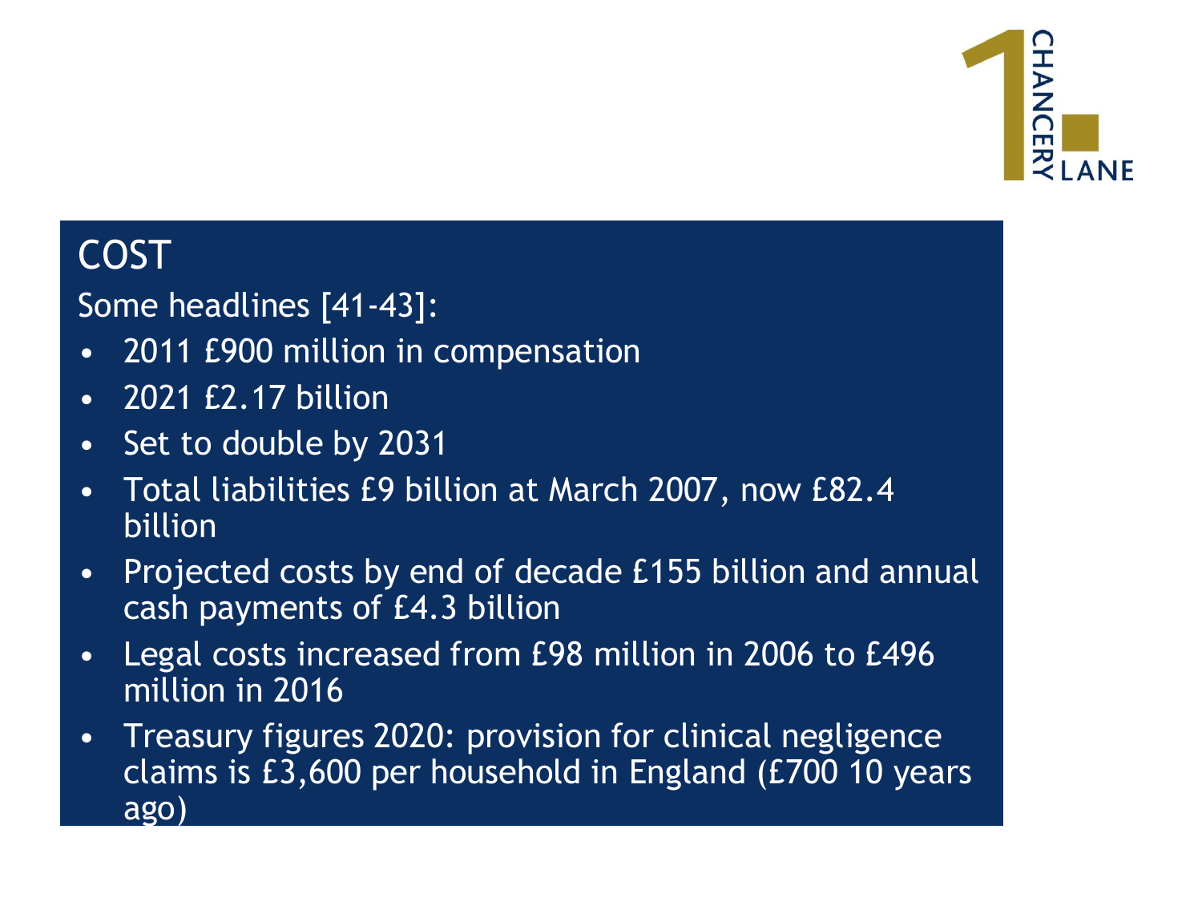## COST

Some headlines [41-43]:

- 2011 £900 million in compensation
- 2021 £2.17 billion
- Set to double by 2031
- Total liabilities £9 billion at March 2007, now £82.4 billion
- Projected costs by end of decade £155 billion and annual cash payments of £4.3 billion
- Legal costs increased from £98 million in 2006 to £496 million in 2016
- Treasury figures 2020: provision for clinical negligence claims is £3,600 per household in England (£700 10 years ago)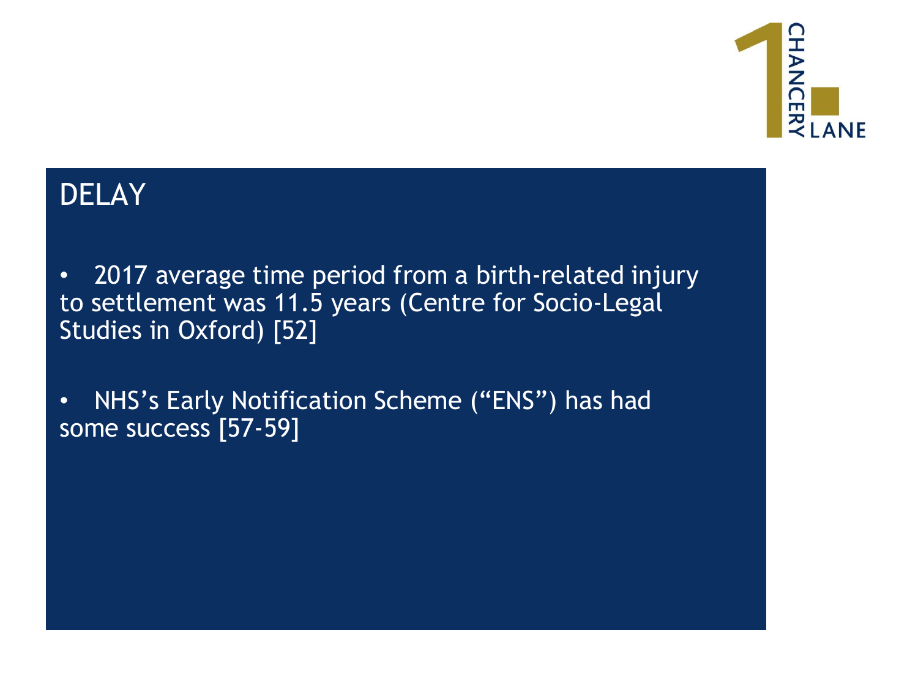## DELAY

- 2017 average time period from a birth-related injury to settlement was 11.5 years (Centre for Socio-Legal Studies in Oxford) [52]

- NHS's Early Notification Scheme ("ENS") has had some success [57-59]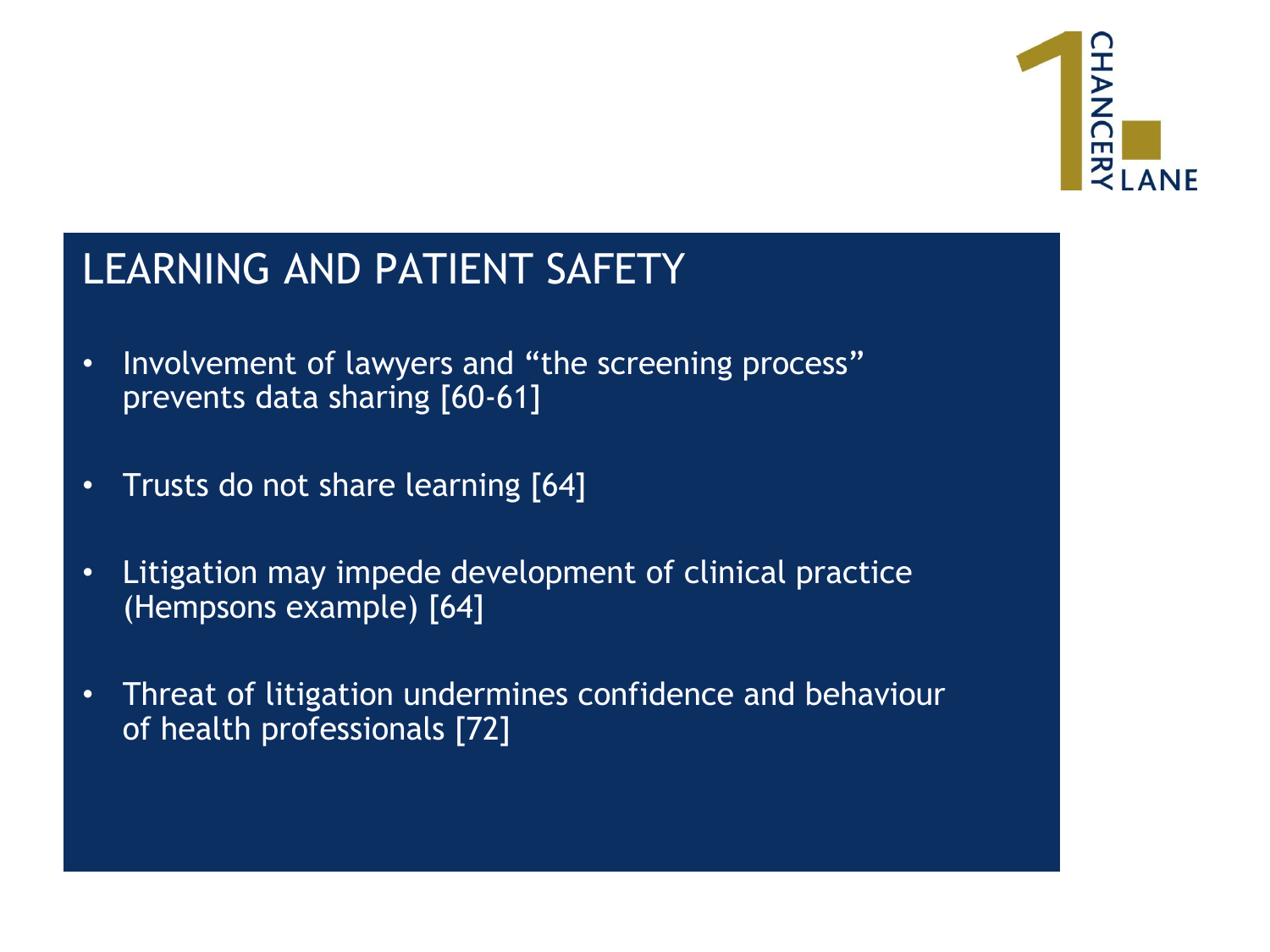## LEARNING AND PATIENT SAFETY

- Involvement of lawyers and "the screening process" prevents data sharing [60-61]
- Trusts do not share learning [64]
- Litigation may impede development of clinical practice (Hempsons example) [64]
- Threat of litigation undermines confidence and behaviour of health professionals [72]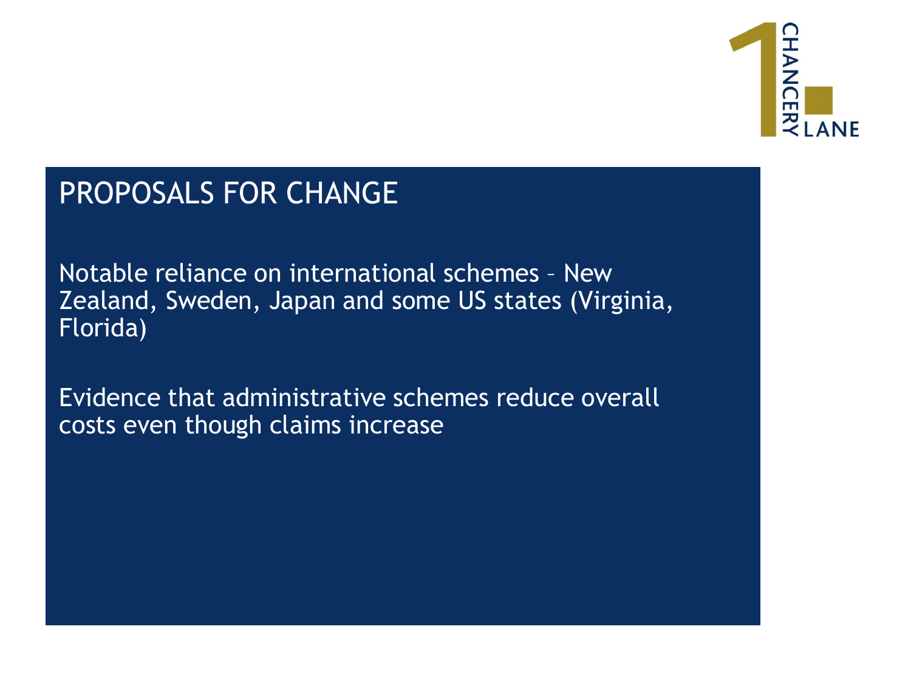## PROPOSALS FOR CHANGE

Notable reliance on international schemes – New Zealand, Sweden, Japan and some US states (Virginia, Florida)

Evidence that administrative schemes reduce overall costs even though claims increase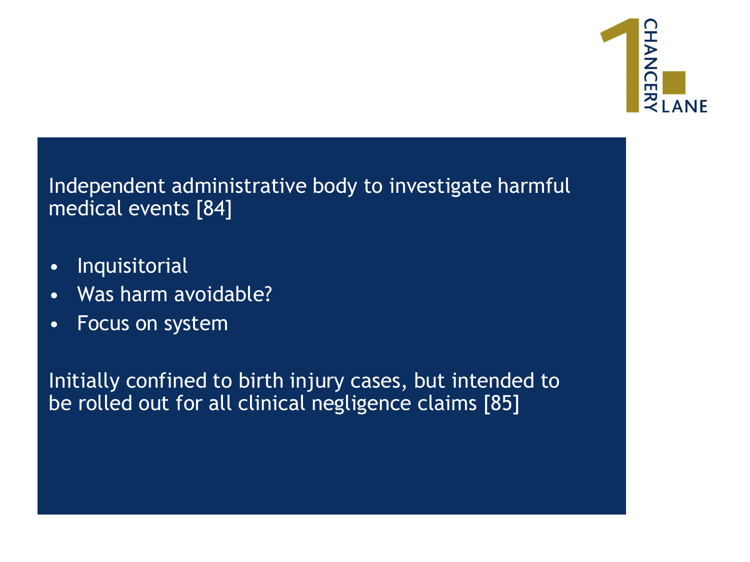Independent administrative body to investigate harmful medical events [84]

- Inquisitorial
- Was harm avoidable?
- Focus on system

Initially confined to birth injury cases, but intended to be rolled out for all clinical negligence claims [85]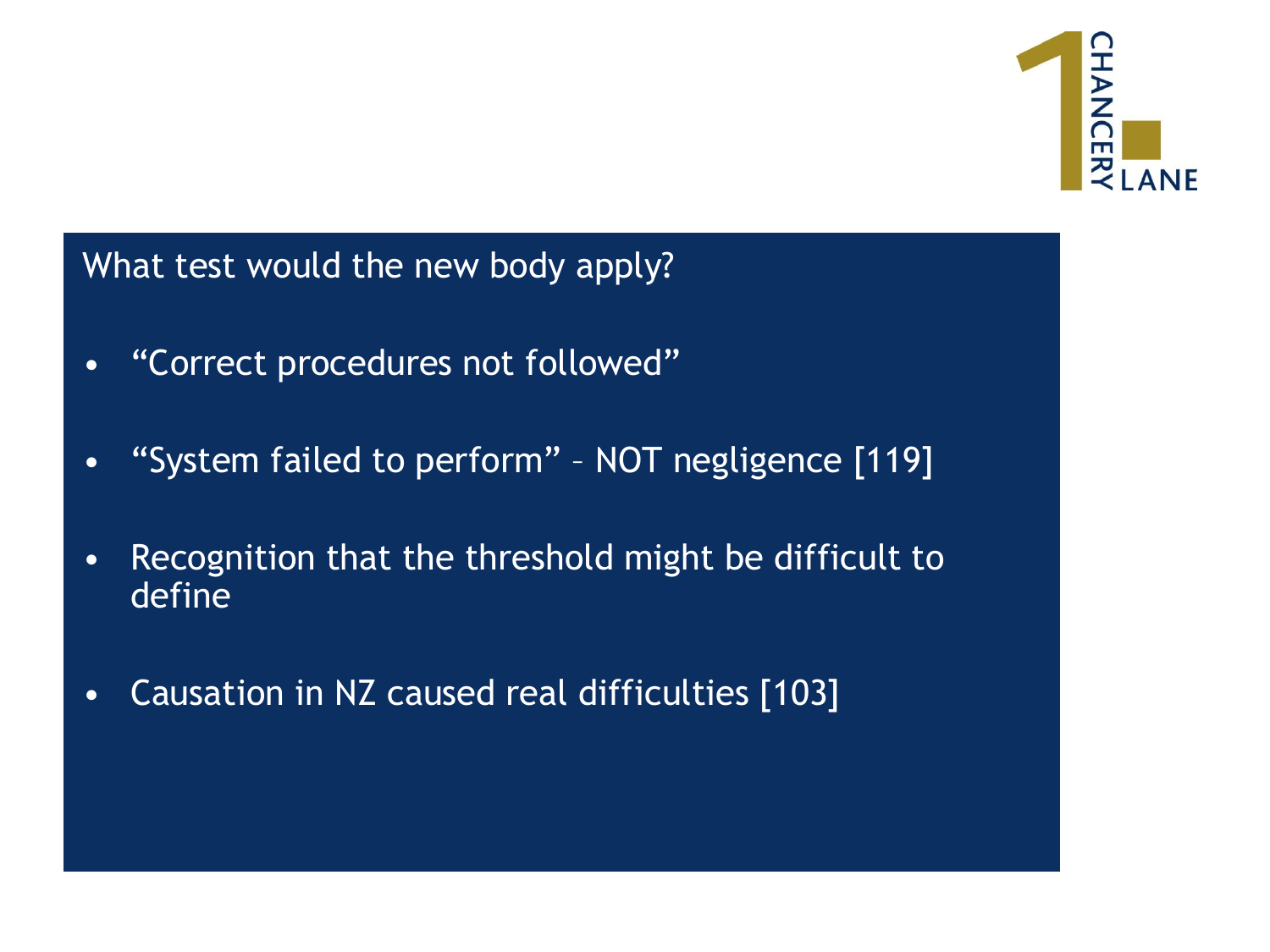## What test would the new body apply?

- “Correct procedures not followed”
- “System failed to perform” – NOT negligence [119]
- Recognition that the threshold might be difficult to define
- Causation in NZ caused real difficulties [103]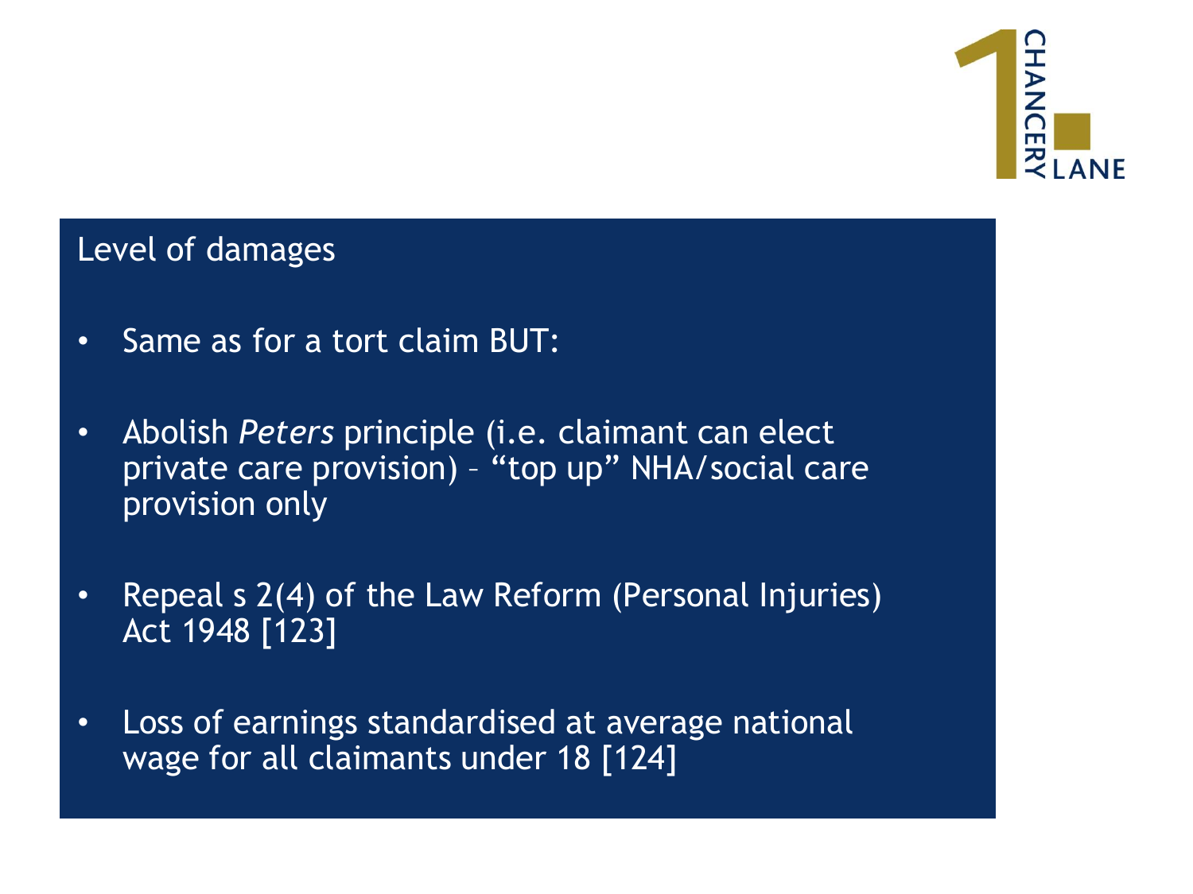## Level of damages

- Same as for a tort claim BUT:
- Abolish *Peters* principle (i.e. claimant can elect private care provision) – "top up" NHA/social care provision only
- Repeal s 2(4) of the Law Reform (Personal Injuries) Act 1948 [123]
- Loss of earnings standardised at average national wage for all claimants under 18 [124]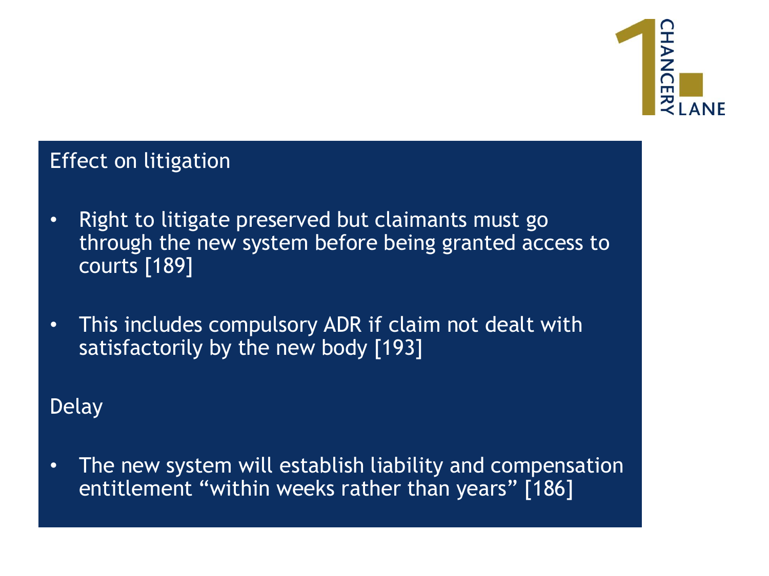## Effect on litigation

- Right to litigate preserved but claimants must go through the new system before being granted access to courts [189]
- This includes compulsory ADR if claim not dealt with satisfactorily by the new body [193]

## Delay

- The new system will establish liability and compensation entitlement “within weeks rather than years” [186]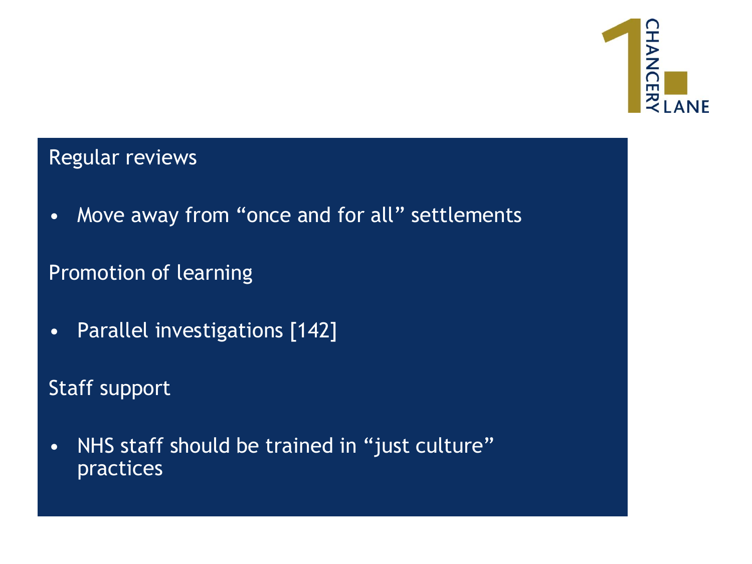Regular reviews

- Move away from “once and for all” settlements

Promotion of learning

- Parallel investigations [142]

Staff support

- NHS staff should be trained in “just culture” practices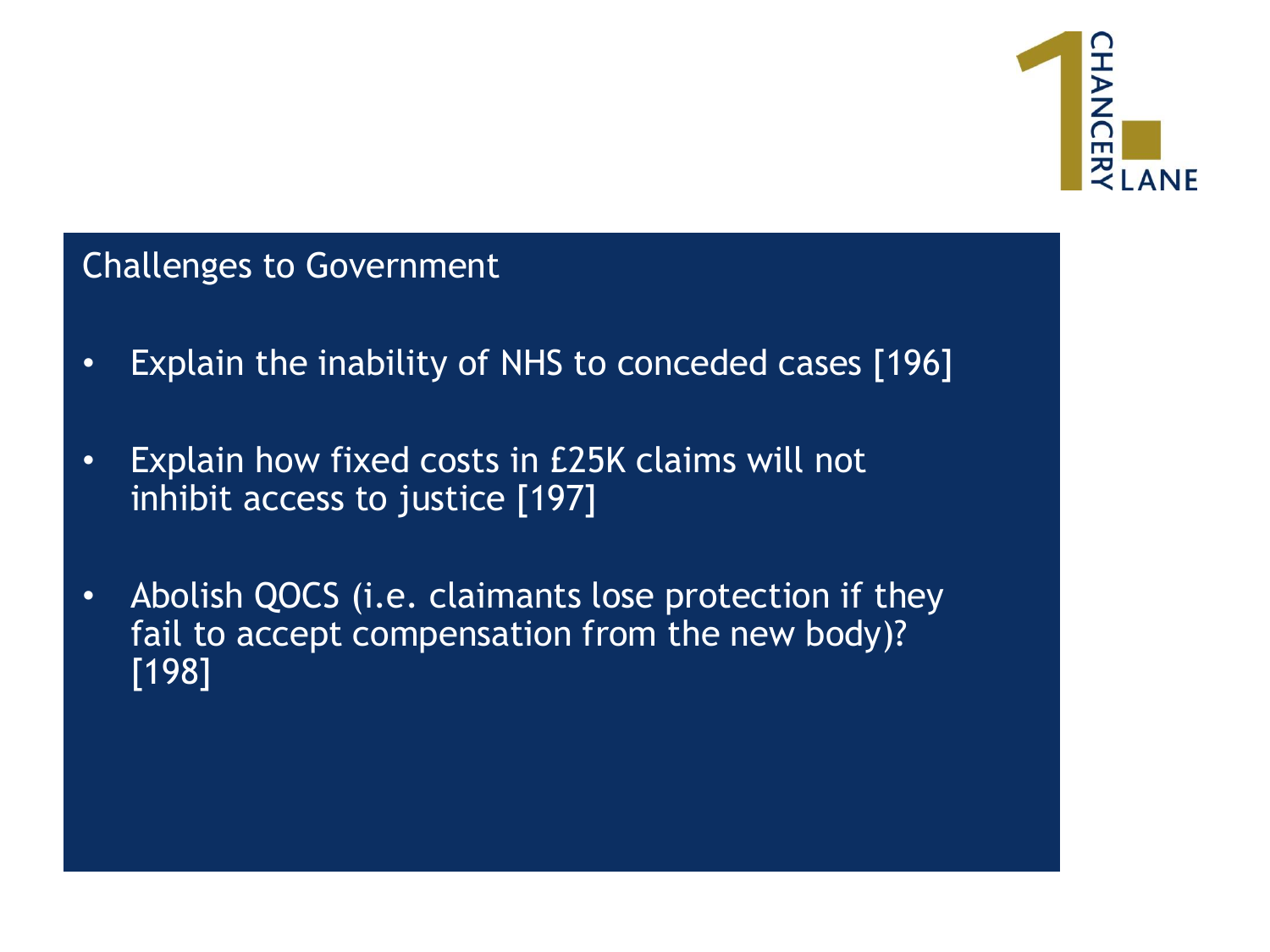## Challenges to Government

- Explain the inability of NHS to conceded cases [196]
- Explain how fixed costs in £25K claims will not inhibit access to justice [197]
- Abolish QOCS (i.e. claimants lose protection if they fail to accept compensation from the new body)? [198]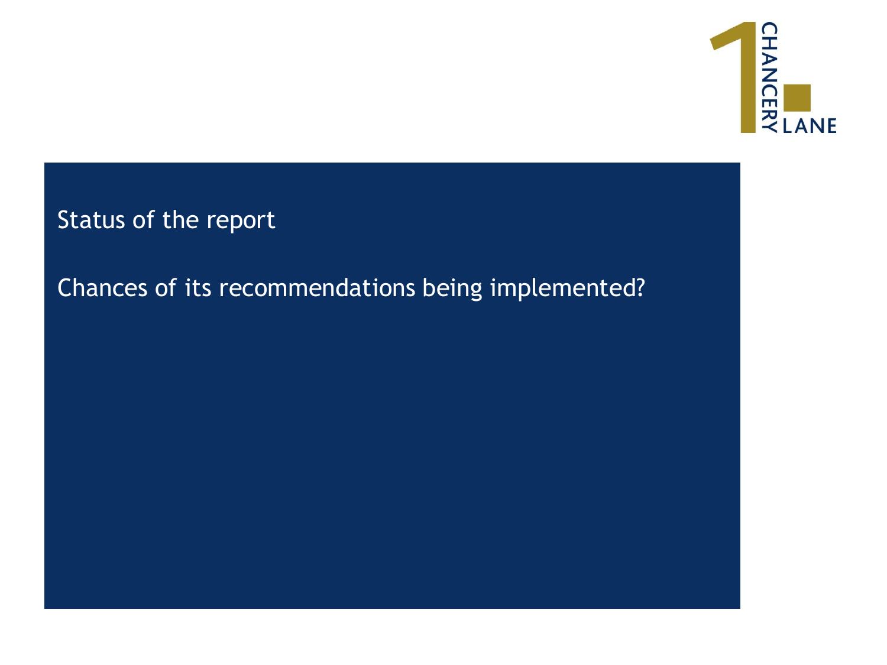Status of the report

Chances of its recommendations being implemented?